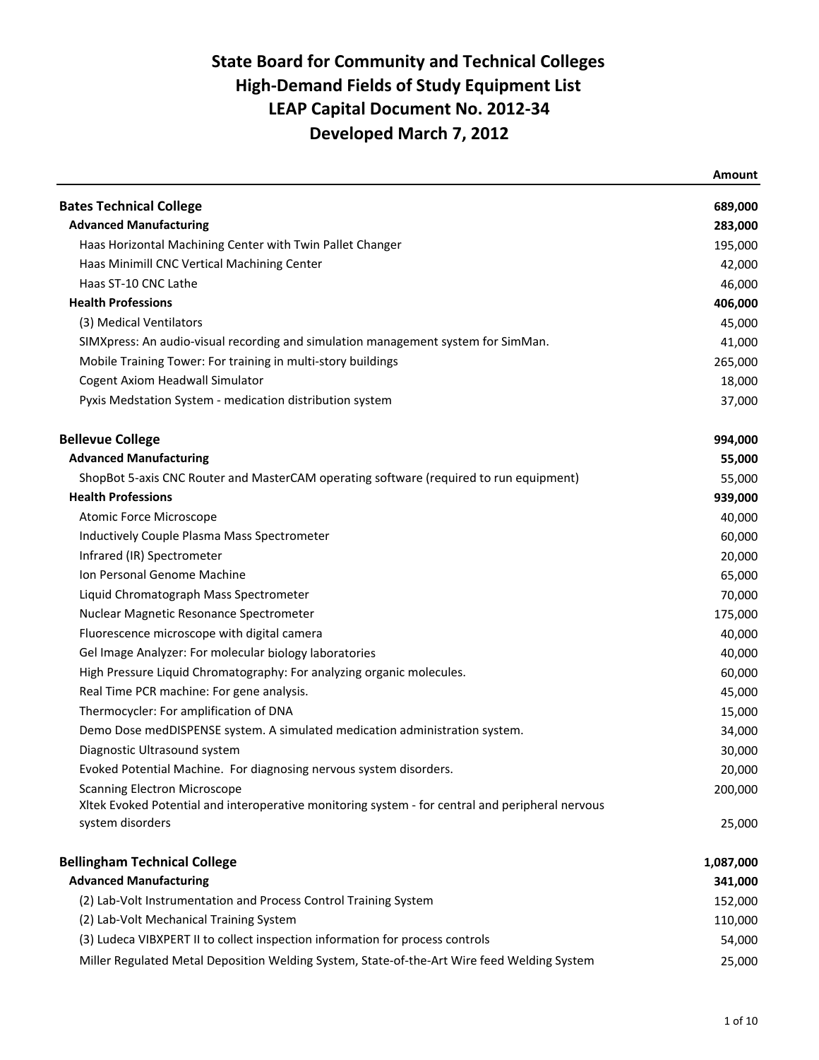# State Board for Community and Technical Colleges
# High-Demand Fields of Study Equipment List
# LEAP Capital Document No. 2012-34
# Developed March 7, 2012

| | Amount |
|---|---:|
| **Bates Technical College** | **689,000** |
| **Advanced Manufacturing** | **283,000** |
| Haas Horizontal Machining Center with Twin Pallet Changer | 195,000 |
| Haas Minimill CNC Vertical Machining Center | 42,000 |
| Haas ST-10 CNC Lathe | 46,000 |
| **Health Professions** | **406,000** |
| (3) Medical Ventilators | 45,000 |
| SIMXpress: An audio-visual recording and simulation management system for SimMan. | 41,000 |
| Mobile Training Tower: For training in multi-story buildings | 265,000 |
| Cogent Axiom Headwall Simulator | 18,000 |
| Pyxis Medstation System - medication distribution system | 37,000 |
| | |
| **Bellevue College** | **994,000** |
| **Advanced Manufacturing** | **55,000** |
| ShopBot 5-axis CNC Router and MasterCAM operating software (required to run equipment) | 55,000 |
| **Health Professions** | **939,000** |
| Atomic Force Microscope | 40,000 |
| Inductively Couple Plasma Mass Spectrometer | 60,000 |
| Infrared (IR) Spectrometer | 20,000 |
| Ion Personal Genome Machine | 65,000 |
| Liquid Chromatograph Mass Spectrometer | 70,000 |
| Nuclear Magnetic Resonance Spectrometer | 175,000 |
| Fluorescence microscope with digital camera | 40,000 |
| Gel Image Analyzer: For molecular biology laboratories | 40,000 |
| High Pressure Liquid Chromatography: For analyzing organic molecules. | 60,000 |
| Real Time PCR machine: For gene analysis. | 45,000 |
| Thermocycler: For amplification of DNA | 15,000 |
| Demo Dose medDISPENSE system. A simulated medication administration system. | 34,000 |
| Diagnostic Ultrasound system | 30,000 |
| Evoked Potential Machine. For diagnosing nervous system disorders. | 20,000 |
| Scanning Electron Microscope | 200,000 |
| Xltek Evoked Potential and interoperative monitoring system - for central and peripheral nervous system disorders | 25,000 |
| | |
| **Bellingham Technical College** | **1,087,000** |
| **Advanced Manufacturing** | **341,000** |
| (2) Lab-Volt Instrumentation and Process Control Training System | 152,000 |
| (2) Lab-Volt Mechanical Training System | 110,000 |
| (3) Ludeca VIBXPERT II to collect inspection information for process controls | 54,000 |
| Miller Regulated Metal Deposition Welding System, State-of-the-Art Wire feed Welding System | 25,000 |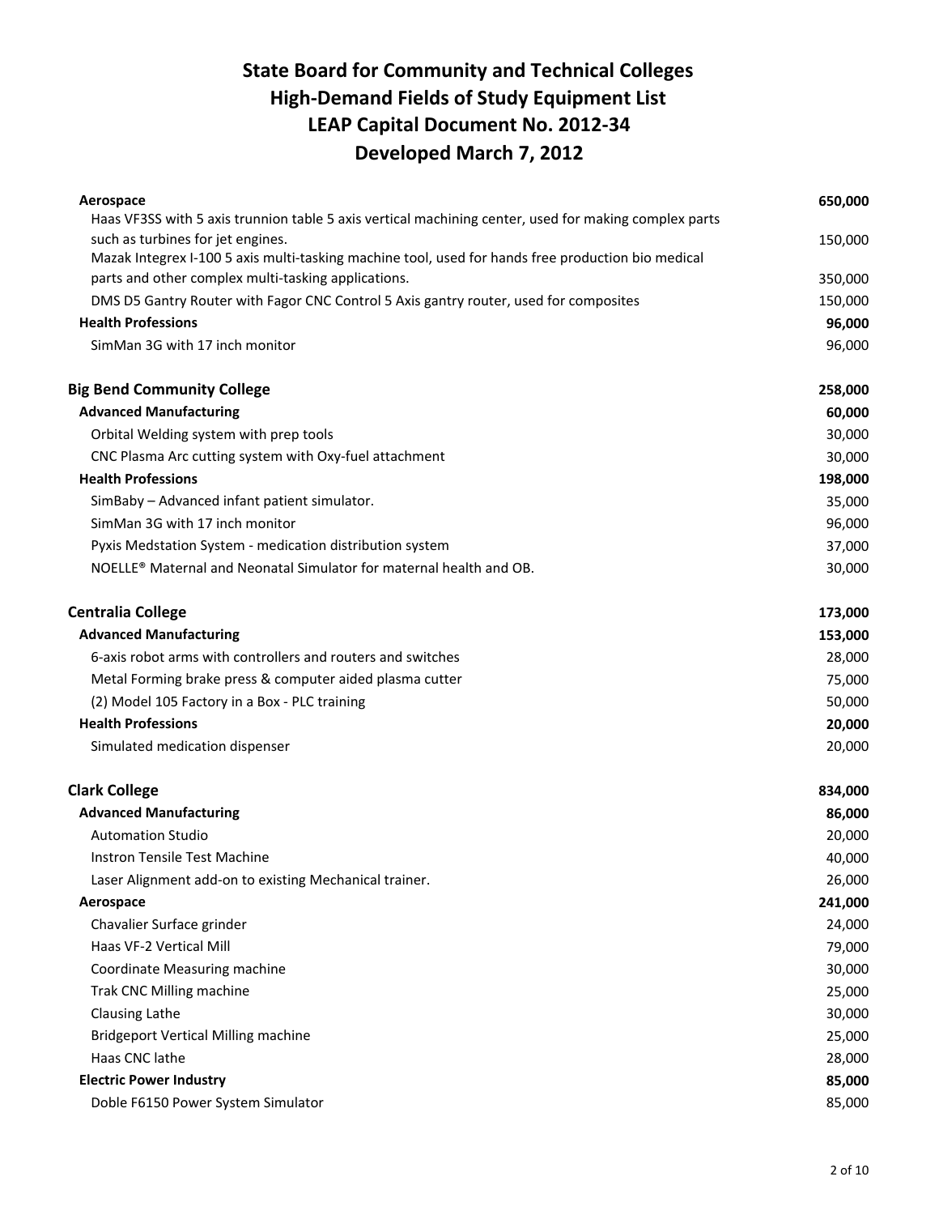# State Board for Community and Technical Colleges
# High-Demand Fields of Study Equipment List
# LEAP Capital Document No. 2012-34
# Developed March 7, 2012

| Item | Amount |
|---|---|
| **Aerospace** | **650,000** |
| Haas VF3SS with 5 axis trunnion table 5 axis vertical machining center, used for making complex parts such as turbines for jet engines. | 150,000 |
| Mazak Integrex I-100 5 axis multi-tasking machine tool, used for hands free production bio medical parts and other complex multi-tasking applications. | 350,000 |
| DMS D5 Gantry Router with Fagor CNC Control 5 Axis gantry router, used for composites | 150,000 |
| **Health Professions** | **96,000** |
| SimMan 3G with 17 inch monitor | 96,000 |
| | |
| **Big Bend Community College** | **258,000** |
| **Advanced Manufacturing** | **60,000** |
| Orbital Welding system with prep tools | 30,000 |
| CNC Plasma Arc cutting system with Oxy-fuel attachment | 30,000 |
| **Health Professions** | **198,000** |
| SimBaby – Advanced infant patient simulator. | 35,000 |
| SimMan 3G with 17 inch monitor | 96,000 |
| Pyxis Medstation System - medication distribution system | 37,000 |
| NOELLE® Maternal and Neonatal Simulator for maternal health and OB. | 30,000 |
| | |
| **Centralia College** | **173,000** |
| **Advanced Manufacturing** | **153,000** |
| 6-axis robot arms with controllers and routers and switches | 28,000 |
| Metal Forming brake press & computer aided plasma cutter | 75,000 |
| (2) Model 105 Factory in a Box - PLC training | 50,000 |
| **Health Professions** | **20,000** |
| Simulated medication dispenser | 20,000 |
| | |
| **Clark College** | **834,000** |
| **Advanced Manufacturing** | **86,000** |
| Automation Studio | 20,000 |
| Instron Tensile Test Machine | 40,000 |
| Laser Alignment add-on to existing Mechanical trainer. | 26,000 |
| **Aerospace** | **241,000** |
| Chavalier Surface grinder | 24,000 |
| Haas VF-2 Vertical Mill | 79,000 |
| Coordinate Measuring machine | 30,000 |
| Trak CNC Milling machine | 25,000 |
| Clausing Lathe | 30,000 |
| Bridgeport Vertical Milling machine | 25,000 |
| Haas CNC lathe | 28,000 |
| **Electric Power Industry** | **85,000** |
| Doble F6150 Power System Simulator | 85,000 |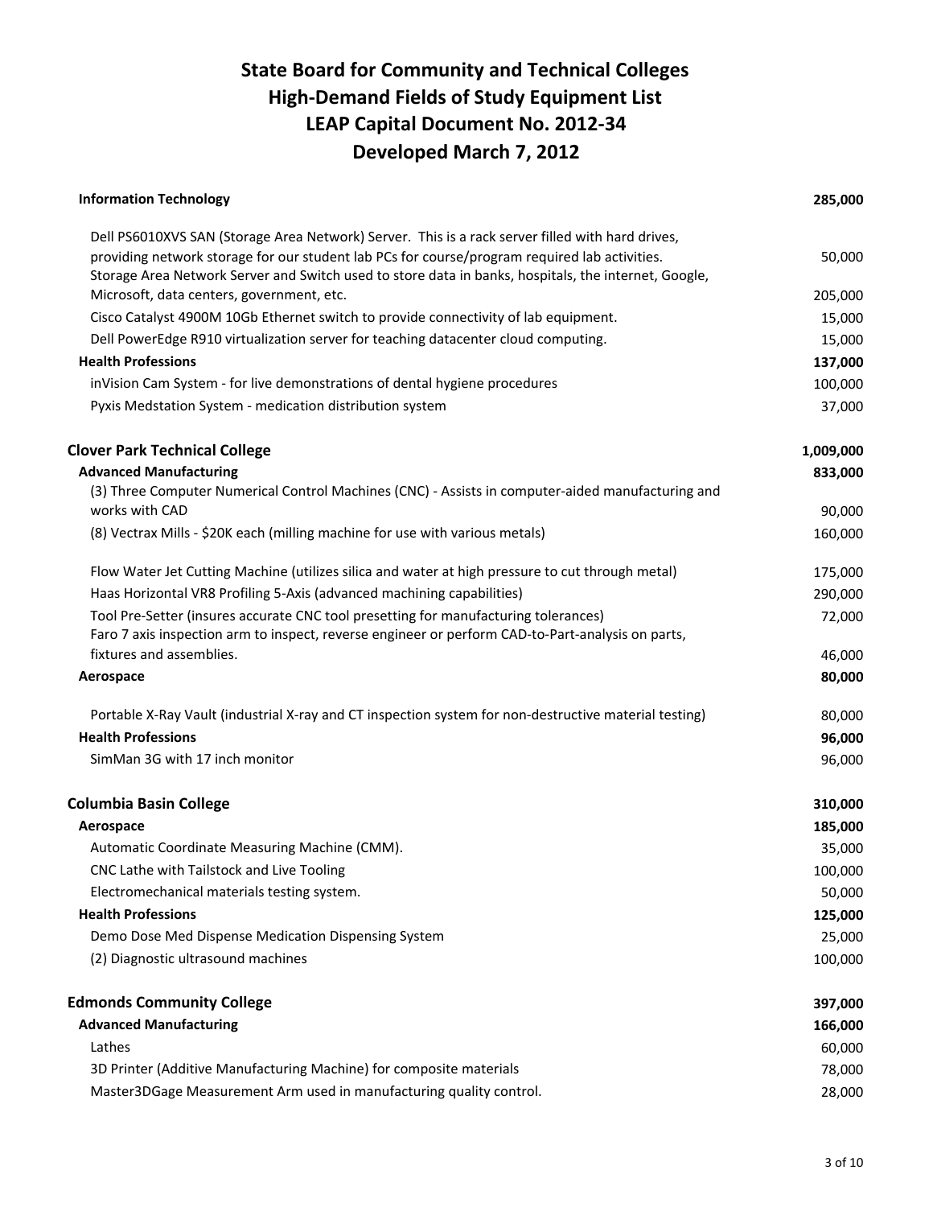# State Board for Community and Technical Colleges
# High-Demand Fields of Study Equipment List
# LEAP Capital Document No. 2012-34
# Developed March 7, 2012

| Item | Amount |
|---|---|
| **Information Technology** | **285,000** |
| Dell PS6010XVS SAN (Storage Area Network) Server. This is a rack server filled with hard drives, providing network storage for our student lab PCs for course/program required lab activities. | 50,000 |
| Storage Area Network Server and Switch used to store data in banks, hospitals, the internet, Google, Microsoft, data centers, government, etc. | 205,000 |
| Cisco Catalyst 4900M 10Gb Ethernet switch to provide connectivity of lab equipment. | 15,000 |
| Dell PowerEdge R910 virtualization server for teaching datacenter cloud computing. | 15,000 |
| **Health Professions** | **137,000** |
| inVision Cam System - for live demonstrations of dental hygiene procedures | 100,000 |
| Pyxis Medstation System - medication distribution system | 37,000 |
| **Clover Park Technical College** | **1,009,000** |
| **Advanced Manufacturing** | **833,000** |
| (3) Three Computer Numerical Control Machines (CNC) - Assists in computer-aided manufacturing and works with CAD | 90,000 |
| (8) Vectrax Mills - $20K each (milling machine for use with various metals) | 160,000 |
| Flow Water Jet Cutting Machine (utilizes silica and water at high pressure to cut through metal) | 175,000 |
| Haas Horizontal VR8 Profiling 5-Axis (advanced machining capabilities) | 290,000 |
| Tool Pre-Setter (insures accurate CNC tool presetting for manufacturing tolerances) | 72,000 |
| Faro 7 axis inspection arm to inspect, reverse engineer or perform CAD-to-Part-analysis on parts, fixtures and assemblies. | 46,000 |
| **Aerospace** | **80,000** |
| Portable X-Ray Vault (industrial X-ray and CT inspection system for non-destructive material testing) | 80,000 |
| **Health Professions** | **96,000** |
| SimMan 3G with 17 inch monitor | 96,000 |
| **Columbia Basin College** | **310,000** |
| **Aerospace** | **185,000** |
| Automatic Coordinate Measuring Machine (CMM). | 35,000 |
| CNC Lathe with Tailstock and Live Tooling | 100,000 |
| Electromechanical materials testing system. | 50,000 |
| **Health Professions** | **125,000** |
| Demo Dose Med Dispense Medication Dispensing System | 25,000 |
| (2) Diagnostic ultrasound machines | 100,000 |
| **Edmonds Community College** | **397,000** |
| **Advanced Manufacturing** | **166,000** |
| Lathes | 60,000 |
| 3D Printer (Additive Manufacturing Machine) for composite materials | 78,000 |
| Master3DGage Measurement Arm used in manufacturing quality control. | 28,000 |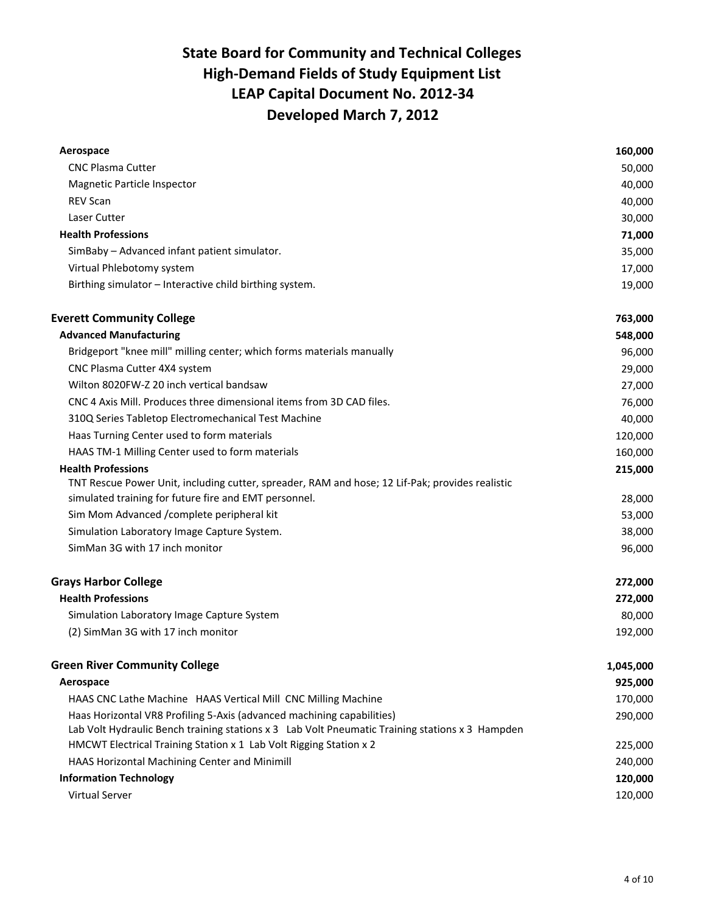# State Board for Community and Technical Colleges
# High-Demand Fields of Study Equipment List
# LEAP Capital Document No. 2012-34
# Developed March 7, 2012

| Item | Amount |
|---|---|
| **Aerospace** | **160,000** |
| CNC Plasma Cutter | 50,000 |
| Magnetic Particle Inspector | 40,000 |
| REV Scan | 40,000 |
| Laser Cutter | 30,000 |
| **Health Professions** | **71,000** |
| SimBaby – Advanced infant patient simulator. | 35,000 |
| Virtual Phlebotomy system | 17,000 |
| Birthing simulator – Interactive child birthing system. | 19,000 |
| | |
| **Everett Community College** | **763,000** |
| **Advanced Manufacturing** | **548,000** |
| Bridgeport "knee mill" milling center; which forms materials manually | 96,000 |
| CNC Plasma Cutter 4X4 system | 29,000 |
| Wilton 8020FW-Z 20 inch vertical bandsaw | 27,000 |
| CNC 4 Axis Mill. Produces three dimensional items from 3D CAD files. | 76,000 |
| 310Q Series Tabletop Electromechanical Test Machine | 40,000 |
| Haas Turning Center used to form materials | 120,000 |
| HAAS TM-1 Milling Center used to form materials | 160,000 |
| **Health Professions** | **215,000** |
| TNT Rescue Power Unit, including cutter, spreader, RAM and hose; 12 Lif-Pak; provides realistic simulated training for future fire and EMT personnel. | 28,000 |
| Sim Mom Advanced /complete peripheral kit | 53,000 |
| Simulation Laboratory Image Capture System. | 38,000 |
| SimMan 3G with 17 inch monitor | 96,000 |
| | |
| **Grays Harbor College** | **272,000** |
| **Health Professions** | **272,000** |
| Simulation Laboratory Image Capture System | 80,000 |
| (2) SimMan 3G with 17 inch monitor | 192,000 |
| | |
| **Green River Community College** | **1,045,000** |
| **Aerospace** | **925,000** |
| HAAS CNC Lathe Machine HAAS Vertical Mill CNC Milling Machine | 170,000 |
| Haas Horizontal VR8 Profiling 5-Axis (advanced machining capabilities) | 290,000 |
| Lab Volt Hydraulic Bench training stations x 3 Lab Volt Pneumatic Training stations x 3 Hampden HMCWT Electrical Training Station x 1 Lab Volt Rigging Station x 2 | 225,000 |
| HAAS Horizontal Machining Center and Minimill | 240,000 |
| **Information Technology** | **120,000** |
| Virtual Server | 120,000 |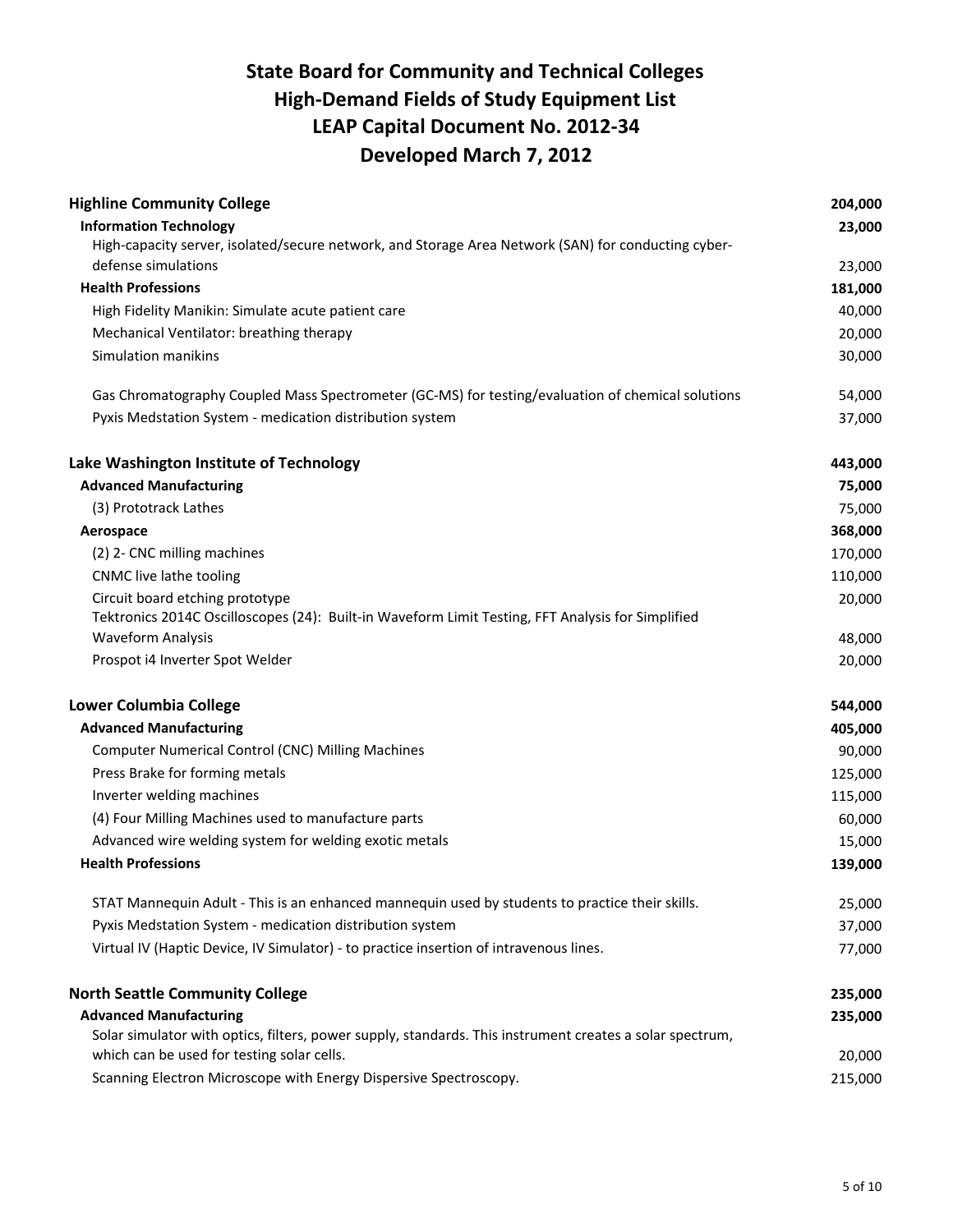# State Board for Community and Technical Colleges
# High-Demand Fields of Study Equipment List
# LEAP Capital Document No. 2012-34
# Developed March 7, 2012

| Item | Amount |
|---|---|
| **Highline Community College** | **204,000** |
| **Information Technology** | **23,000** |
| High-capacity server, isolated/secure network, and Storage Area Network (SAN) for conducting cyber-defense simulations | 23,000 |
| **Health Professions** | **181,000** |
| High Fidelity Manikin: Simulate acute patient care | 40,000 |
| Mechanical Ventilator: breathing therapy | 20,000 |
| Simulation manikins | 30,000 |
| Gas Chromatography Coupled Mass Spectrometer (GC-MS) for testing/evaluation of chemical solutions | 54,000 |
| Pyxis Medstation System - medication distribution system | 37,000 |
| **Lake Washington Institute of Technology** | **443,000** |
| **Advanced Manufacturing** | **75,000** |
| (3) Prototrack Lathes | 75,000 |
| **Aerospace** | **368,000** |
| (2) 2- CNC milling machines | 170,000 |
| CNMC live lathe tooling | 110,000 |
| Circuit board etching prototype | 20,000 |
| Tektronics 2014C Oscilloscopes (24): Built-in Waveform Limit Testing, FFT Analysis for Simplified Waveform Analysis | 48,000 |
| Prospot i4 Inverter Spot Welder | 20,000 |
| **Lower Columbia College** | **544,000** |
| **Advanced Manufacturing** | **405,000** |
| Computer Numerical Control (CNC) Milling Machines | 90,000 |
| Press Brake for forming metals | 125,000 |
| Inverter welding machines | 115,000 |
| (4) Four Milling Machines used to manufacture parts | 60,000 |
| Advanced wire welding system for welding exotic metals | 15,000 |
| **Health Professions** | **139,000** |
| STAT Mannequin Adult - This is an enhanced mannequin used by students to practice their skills. | 25,000 |
| Pyxis Medstation System - medication distribution system | 37,000 |
| Virtual IV (Haptic Device, IV Simulator) - to practice insertion of intravenous lines. | 77,000 |
| **North Seattle Community College** | **235,000** |
| **Advanced Manufacturing** | **235,000** |
| Solar simulator with optics, filters, power supply, standards. This instrument creates a solar spectrum, which can be used for testing solar cells. | 20,000 |
| Scanning Electron Microscope with Energy Dispersive Spectroscopy. | 215,000 |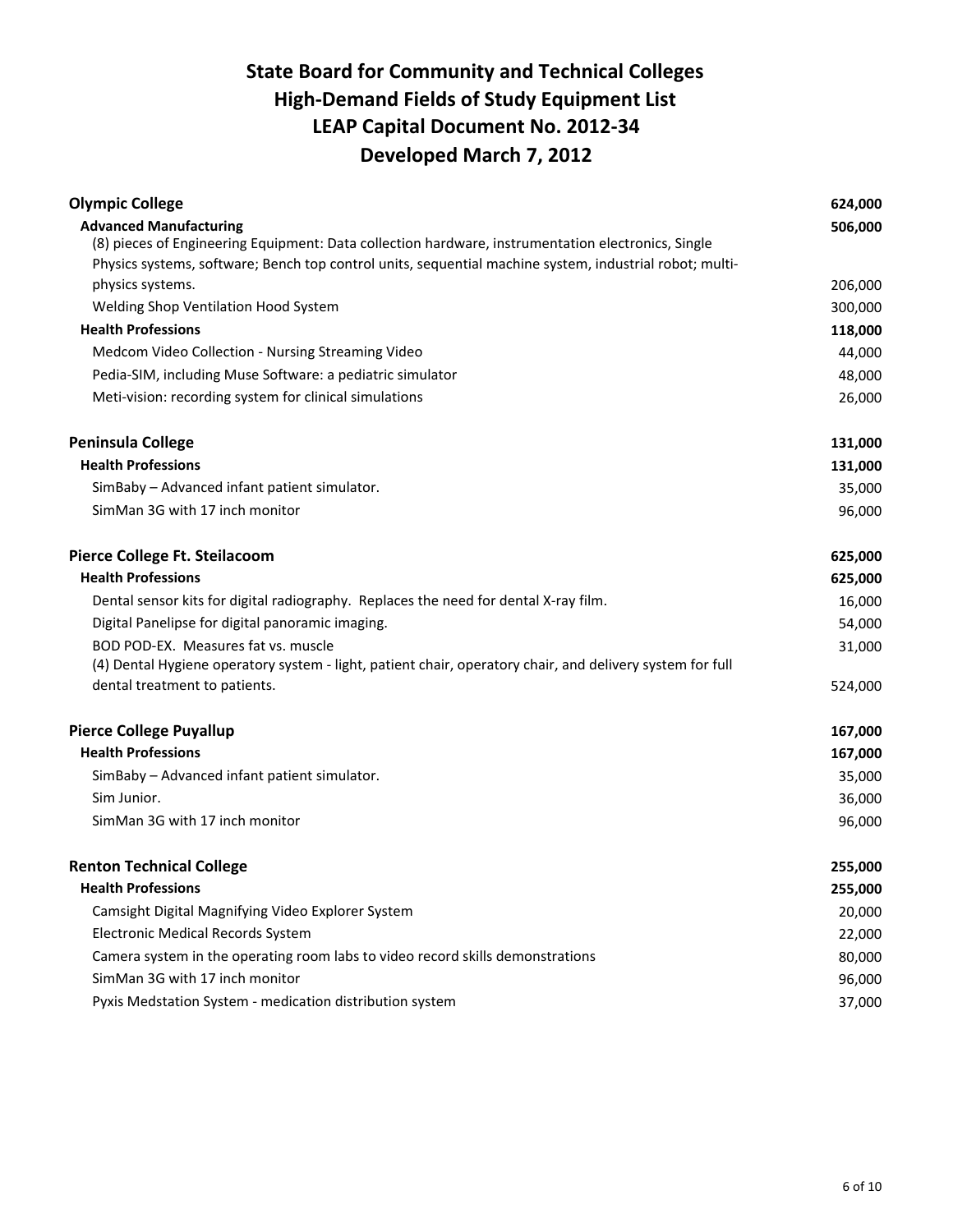# State Board for Community and Technical Colleges
# High-Demand Fields of Study Equipment List
# LEAP Capital Document No. 2012-34
# Developed March 7, 2012

| Item | Amount |
|---|---|
| **Olympic College** | **624,000** |
| **Advanced Manufacturing** | **506,000** |
| (8) pieces of Engineering Equipment: Data collection hardware, instrumentation electronics, Single Physics systems, software; Bench top control units, sequential machine system, industrial robot; multi-physics systems. | 206,000 |
| Welding Shop Ventilation Hood System | 300,000 |
| **Health Professions** | **118,000** |
| Medcom Video Collection - Nursing Streaming Video | 44,000 |
| Pedia-SIM, including Muse Software: a pediatric simulator | 48,000 |
| Meti-vision: recording system for clinical simulations | 26,000 |
| **Peninsula College** | **131,000** |
| **Health Professions** | **131,000** |
| SimBaby – Advanced infant patient simulator. | 35,000 |
| SimMan 3G with 17 inch monitor | 96,000 |
| **Pierce College Ft. Steilacoom** | **625,000** |
| **Health Professions** | **625,000** |
| Dental sensor kits for digital radiography. Replaces the need for dental X-ray film. | 16,000 |
| Digital Panelipse for digital panoramic imaging. | 54,000 |
| BOD POD-EX. Measures fat vs. muscle | 31,000 |
| (4) Dental Hygiene operatory system - light, patient chair, operatory chair, and delivery system for full dental treatment to patients. | 524,000 |
| **Pierce College Puyallup** | **167,000** |
| **Health Professions** | **167,000** |
| SimBaby – Advanced infant patient simulator. | 35,000 |
| Sim Junior. | 36,000 |
| SimMan 3G with 17 inch monitor | 96,000 |
| **Renton Technical College** | **255,000** |
| **Health Professions** | **255,000** |
| Camsight Digital Magnifying Video Explorer System | 20,000 |
| Electronic Medical Records System | 22,000 |
| Camera system in the operating room labs to video record skills demonstrations | 80,000 |
| SimMan 3G with 17 inch monitor | 96,000 |
| Pyxis Medstation System - medication distribution system | 37,000 |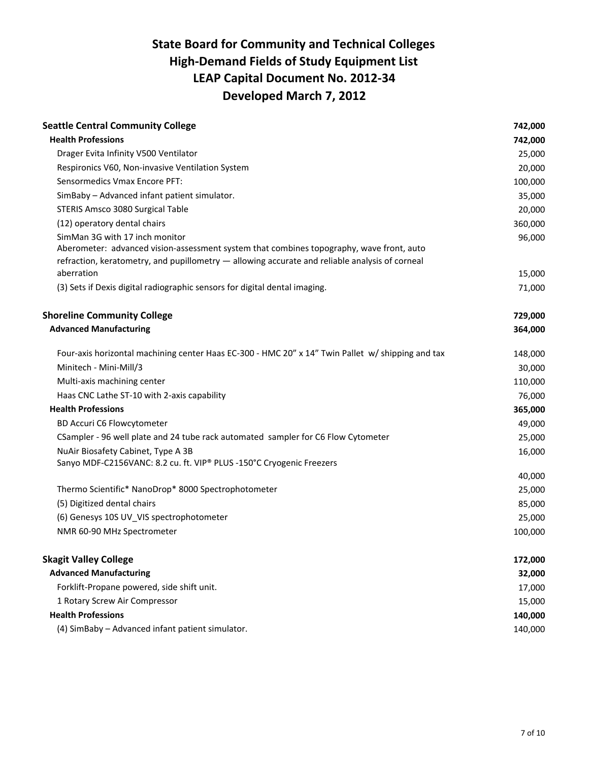# State Board for Community and Technical Colleges
# High-Demand Fields of Study Equipment List
# LEAP Capital Document No. 2012-34
# Developed March 7, 2012

| Item | Amount |
|---|---|
| **Seattle Central Community College** | **742,000** |
| **Health Professions** | **742,000** |
| Drager Evita Infinity V500 Ventilator | 25,000 |
| Respironics V60, Non-invasive Ventilation System | 20,000 |
| Sensormedics Vmax Encore PFT: | 100,000 |
| SimBaby – Advanced infant patient simulator. | 35,000 |
| STERIS Amsco 3080 Surgical Table | 20,000 |
| (12) operatory dental chairs | 360,000 |
| SimMan 3G with 17 inch monitor | 96,000 |
| Aberometer: advanced vision-assessment system that combines topography, wave front, auto refraction, keratometry, and pupillometry — allowing accurate and reliable analysis of corneal aberration | 15,000 |
| (3) Sets if Dexis digital radiographic sensors for digital dental imaging. | 71,000 |
| **Shoreline Community College** | **729,000** |
| **Advanced Manufacturing** | **364,000** |
| Four-axis horizontal machining center Haas EC-300 - HMC 20" x 14" Twin Pallet w/ shipping and tax | 148,000 |
| Minitech - Mini-Mill/3 | 30,000 |
| Multi-axis machining center | 110,000 |
| Haas CNC Lathe ST-10 with 2-axis capability | 76,000 |
| **Health Professions** | **365,000** |
| BD Accuri C6 Flowcytometer | 49,000 |
| CSampler - 96 well plate and 24 tube rack automated sampler for C6 Flow Cytometer | 25,000 |
| NuAir Biosafety Cabinet, Type A 3B | 16,000 |
| Sanyo MDF-C2156VANC: 8.2 cu. ft. VIP® PLUS -150°C Cryogenic Freezers | 40,000 |
| Thermo Scientific* NanoDrop* 8000 Spectrophotometer | 25,000 |
| (5) Digitized dental chairs | 85,000 |
| (6) Genesys 10S UV_VIS spectrophotometer | 25,000 |
| NMR 60-90 MHz Spectrometer | 100,000 |
| **Skagit Valley College** | **172,000** |
| **Advanced Manufacturing** | **32,000** |
| Forklift-Propane powered, side shift unit. | 17,000 |
| 1 Rotary Screw Air Compressor | 15,000 |
| **Health Professions** | **140,000** |
| (4) SimBaby – Advanced infant patient simulator. | 140,000 |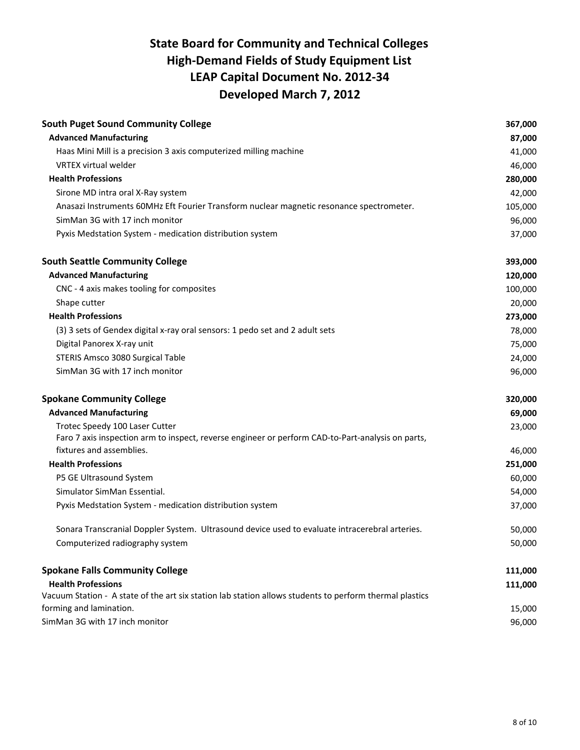# State Board for Community and Technical Colleges
# High-Demand Fields of Study Equipment List
# LEAP Capital Document No. 2012-34
# Developed March 7, 2012

| Item | Amount |
|---|---|
| **South Puget Sound Community College** | **367,000** |
| **Advanced Manufacturing** | **87,000** |
| Haas Mini Mill is a precision 3 axis computerized milling machine | 41,000 |
| VRTEX virtual welder | 46,000 |
| **Health Professions** | **280,000** |
| Sirone MD intra oral X-Ray system | 42,000 |
| Anasazi Instruments 60MHz Eft Fourier Transform nuclear magnetic resonance spectrometer. | 105,000 |
| SimMan 3G with 17 inch monitor | 96,000 |
| Pyxis Medstation System - medication distribution system | 37,000 |
| **South Seattle Community College** | **393,000** |
| **Advanced Manufacturing** | **120,000** |
| CNC - 4 axis makes tooling for composites | 100,000 |
| Shape cutter | 20,000 |
| **Health Professions** | **273,000** |
| (3) 3 sets of Gendex digital x-ray oral sensors: 1 pedo set and 2 adult sets | 78,000 |
| Digital Panorex X-ray unit | 75,000 |
| STERIS Amsco 3080 Surgical Table | 24,000 |
| SimMan 3G with 17 inch monitor | 96,000 |
| **Spokane Community College** | **320,000** |
| **Advanced Manufacturing** | **69,000** |
| Trotec Speedy 100 Laser Cutter | 23,000 |
| Faro 7 axis inspection arm to inspect, reverse engineer or perform CAD-to-Part-analysis on parts, fixtures and assemblies. | 46,000 |
| **Health Professions** | **251,000** |
| P5 GE Ultrasound System | 60,000 |
| Simulator SimMan Essential. | 54,000 |
| Pyxis Medstation System - medication distribution system | 37,000 |
| Sonara Transcranial Doppler System. Ultrasound device used to evaluate intracerebral arteries. | 50,000 |
| Computerized radiography system | 50,000 |
| **Spokane Falls Community College** | **111,000** |
| **Health Professions** | **111,000** |
| Vacuum Station - A state of the art six station lab station allows students to perform thermal plastics forming and lamination. | 15,000 |
| SimMan 3G with 17 inch monitor | 96,000 |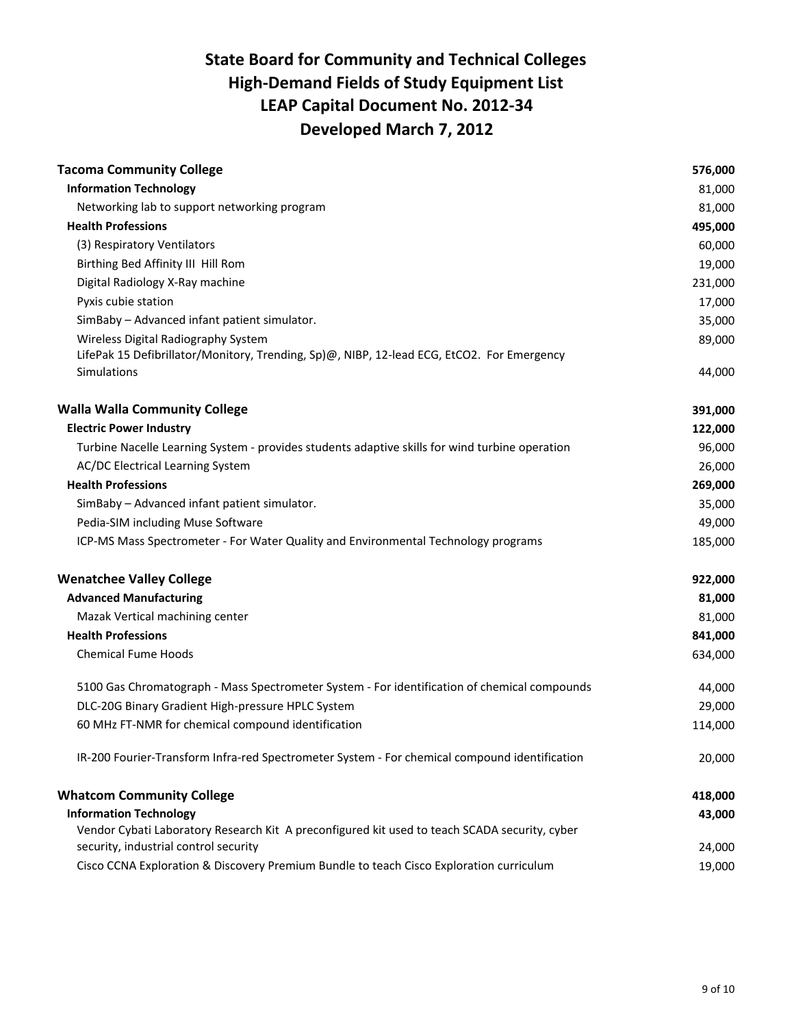# State Board for Community and Technical Colleges
# High-Demand Fields of Study Equipment List
# LEAP Capital Document No. 2012-34
# Developed March 7, 2012

| | |
|---|---|
| **Tacoma Community College** | **576,000** |
| **Information Technology** | 81,000 |
| Networking lab to support networking program | 81,000 |
| **Health Professions** | **495,000** |
| (3) Respiratory Ventilators | 60,000 |
| Birthing Bed Affinity III Hill Rom | 19,000 |
| Digital Radiology X-Ray machine | 231,000 |
| Pyxis cubie station | 17,000 |
| SimBaby – Advanced infant patient simulator. | 35,000 |
| Wireless Digital Radiography System | 89,000 |
| LifePak 15 Defibrillator/Monitory, Trending, Sp)@, NIBP, 12-lead ECG, EtCO2. For Emergency Simulations | 44,000 |
| **Walla Walla Community College** | **391,000** |
| **Electric Power Industry** | **122,000** |
| Turbine Nacelle Learning System - provides students adaptive skills for wind turbine operation | 96,000 |
| AC/DC Electrical Learning System | 26,000 |
| **Health Professions** | **269,000** |
| SimBaby – Advanced infant patient simulator. | 35,000 |
| Pedia-SIM including Muse Software | 49,000 |
| ICP-MS Mass Spectrometer - For Water Quality and Environmental Technology programs | 185,000 |
| **Wenatchee Valley College** | **922,000** |
| **Advanced Manufacturing** | **81,000** |
| Mazak Vertical machining center | 81,000 |
| **Health Professions** | **841,000** |
| Chemical Fume Hoods | 634,000 |
| 5100 Gas Chromatograph - Mass Spectrometer System - For identification of chemical compounds | 44,000 |
| DLC-20G Binary Gradient High-pressure HPLC System | 29,000 |
| 60 MHz FT-NMR for chemical compound identification | 114,000 |
| IR-200 Fourier-Transform Infra-red Spectrometer System - For chemical compound identification | 20,000 |
| **Whatcom Community College** | **418,000** |
| **Information Technology** | **43,000** |
| Vendor Cybati Laboratory Research Kit A preconfigured kit used to teach SCADA security, cyber security, industrial control security | 24,000 |
| Cisco CCNA Exploration & Discovery Premium Bundle to teach Cisco Exploration curriculum | 19,000 |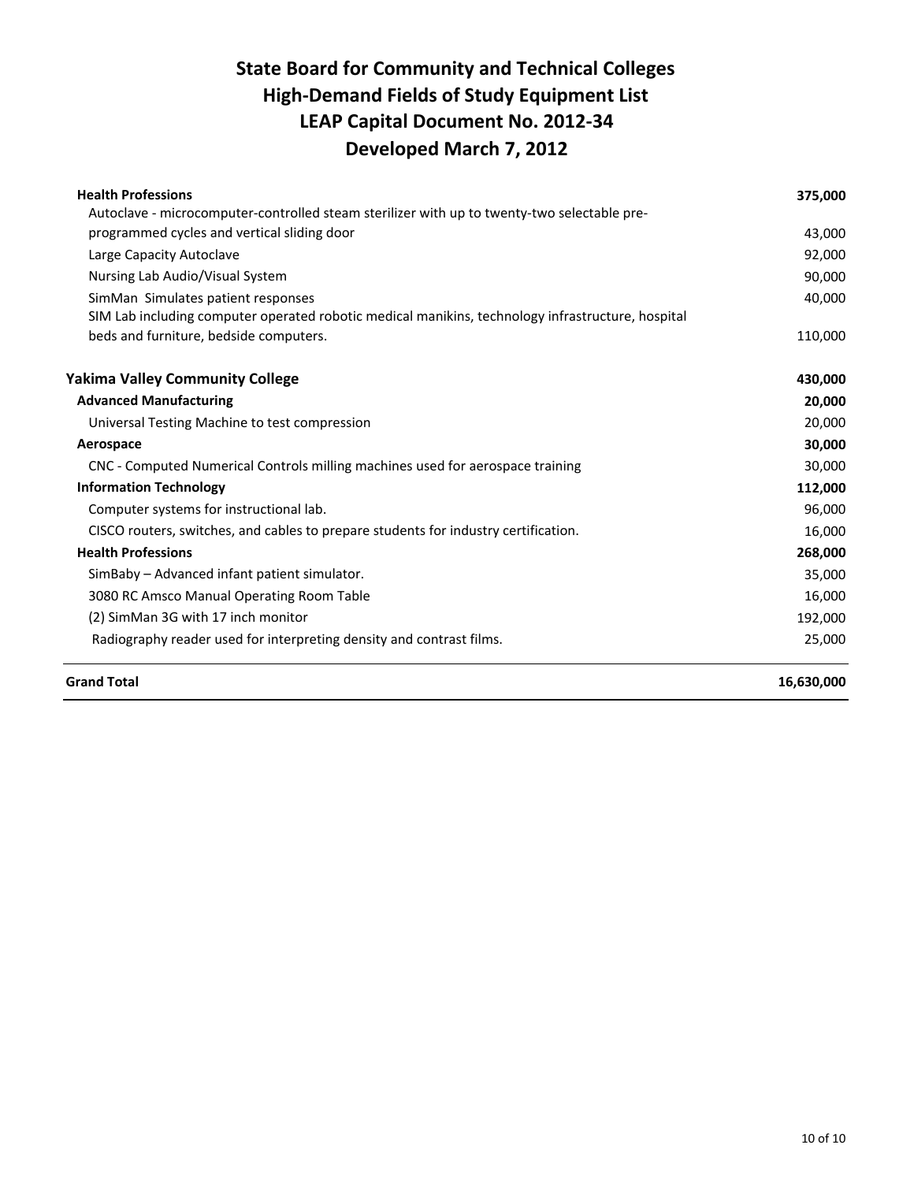# State Board for Community and Technical Colleges
# High-Demand Fields of Study Equipment List
# LEAP Capital Document No. 2012-34
# Developed March 7, 2012

| | |
|---|---|
| **Health Professions** | **375,000** |
| Autoclave - microcomputer-controlled steam sterilizer with up to twenty-two selectable pre-programmed cycles and vertical sliding door | 43,000 |
| Large Capacity Autoclave | 92,000 |
| Nursing Lab Audio/Visual System | 90,000 |
| SimMan Simulates patient responses | 40,000 |
| SIM Lab including computer operated robotic medical manikins, technology infrastructure, hospital beds and furniture, bedside computers. | 110,000 |
| **Yakima Valley Community College** | **430,000** |
| **Advanced Manufacturing** | **20,000** |
| Universal Testing Machine to test compression | 20,000 |
| **Aerospace** | **30,000** |
| CNC - Computed Numerical Controls milling machines used for aerospace training | 30,000 |
| **Information Technology** | **112,000** |
| Computer systems for instructional lab. | 96,000 |
| CISCO routers, switches, and cables to prepare students for industry certification. | 16,000 |
| **Health Professions** | **268,000** |
| SimBaby – Advanced infant patient simulator. | 35,000 |
| 3080 RC Amsco Manual Operating Room Table | 16,000 |
| (2) SimMan 3G with 17 inch monitor | 192,000 |
| Radiography reader used for interpreting density and contrast films. | 25,000 |
| **Grand Total** | **16,630,000** |